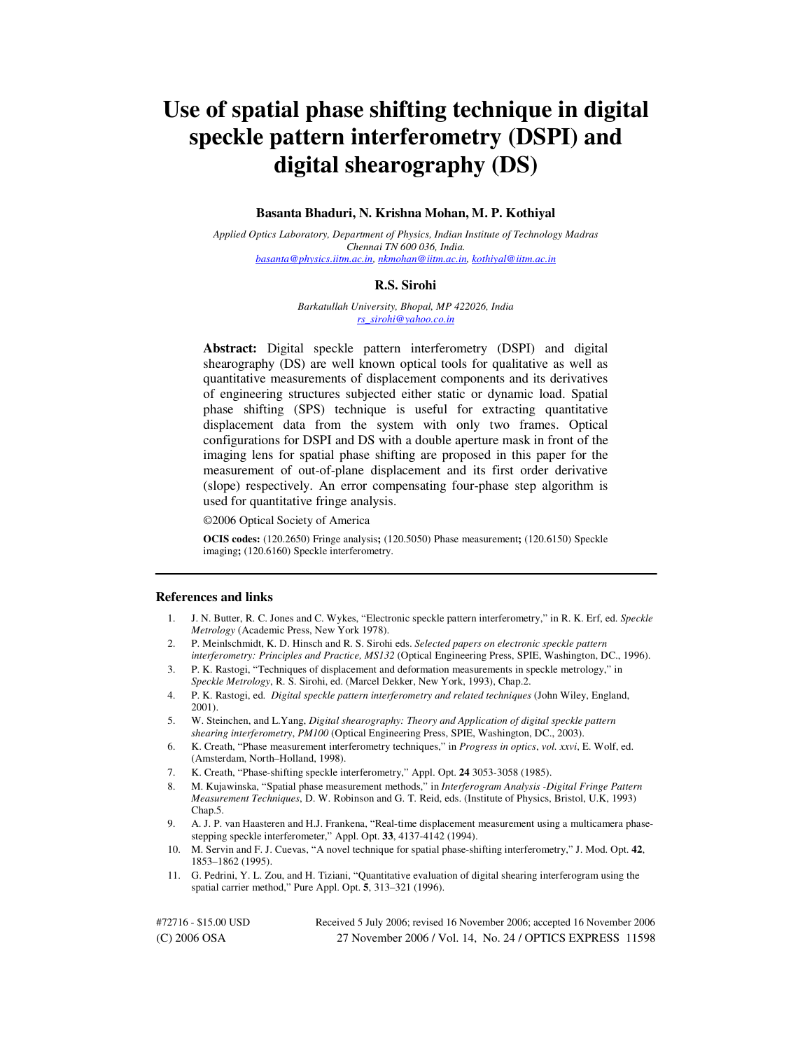# Use of spatial phase shifting technique in digital speckle pattern interferometry (DSPI) and digital shearography (DS)

**Basanta Bhaduri, N. Krishna Mohan, M. P. Kothiyal**

*Applied Optics Laboratory, Department of Physics, Indian Institute of Technology Madras*
*Chennai TN 600 036, India.*
basanta@physics.iitm.ac.in, nkmohan@iitm.ac.in, kothiyal@iitm.ac.in

**R.S. Sirohi**

*Barkatullah University, Bhopal, MP 422026, India*
rs_sirohi@yahoo.co.in

**Abstract:** Digital speckle pattern interferometry (DSPI) and digital shearography (DS) are well known optical tools for qualitative as well as quantitative measurements of displacement components and its derivatives of engineering structures subjected either static or dynamic load. Spatial phase shifting (SPS) technique is useful for extracting quantitative displacement data from the system with only two frames. Optical configurations for DSPI and DS with a double aperture mask in front of the imaging lens for spatial phase shifting are proposed in this paper for the measurement of out-of-plane displacement and its first order derivative (slope) respectively. An error compensating four-phase step algorithm is used for quantitative fringe analysis.

©2006 Optical Society of America

**OCIS codes:** (120.2650) Fringe analysis**;** (120.5050) Phase measurement**;** (120.6150) Speckle imaging**;** (120.6160) Speckle interferometry.

---

## References and links

1. J. N. Butter, R. C. Jones and C. Wykes, "Electronic speckle pattern interferometry," in R. K. Erf, ed. *Speckle Metrology* (Academic Press, New York 1978).
2. P. Meinlschmidt, K. D. Hinsch and R. S. Sirohi eds. *Selected papers on electronic speckle pattern interferometry: Principles and Practice, MS132* (Optical Engineering Press, SPIE, Washington, DC., 1996).
3. P. K. Rastogi, "Techniques of displacement and deformation measurements in speckle metrology," in *Speckle Metrology*, R. S. Sirohi, ed. (Marcel Dekker, New York, 1993), Chap.2.
4. P. K. Rastogi, ed. *Digital speckle pattern interferometry and related techniques* (John Wiley, England, 2001).
5. W. Steinchen, and L.Yang, *Digital shearography: Theory and Application of digital speckle pattern shearing interferometry*, *PM100* (Optical Engineering Press, SPIE, Washington, DC., 2003).
6. K. Creath, "Phase measurement interferometry techniques," in *Progress in optics*, *vol. xxvi*, E. Wolf, ed. (Amsterdam, North–Holland, 1998).
7. K. Creath, "Phase-shifting speckle interferometry," Appl. Opt. **24** 3053-3058 (1985).
8. M. Kujawinska, "Spatial phase measurement methods," in *Interferogram Analysis -Digital Fringe Pattern Measurement Techniques*, D. W. Robinson and G. T. Reid, eds. (Institute of Physics, Bristol, U.K, 1993) Chap.5.
9. A. J. P. van Haasteren and H.J. Frankena, "Real-time displacement measurement using a multicamera phase-stepping speckle interferometer," Appl. Opt. **33**, 4137-4142 (1994).
10. M. Servin and F. J. Cuevas, "A novel technique for spatial phase-shifting interferometry," J. Mod. Opt. **42**, 1853–1862 (1995).
11. G. Pedrini, Y. L. Zou, and H. Tiziani, "Quantitative evaluation of digital shearing interferogram using the spatial carrier method," Pure Appl. Opt. **5**, 313–321 (1996).

#72716 - $15.00 USD Received 5 July 2006; revised 16 November 2006; accepted 16 November 2006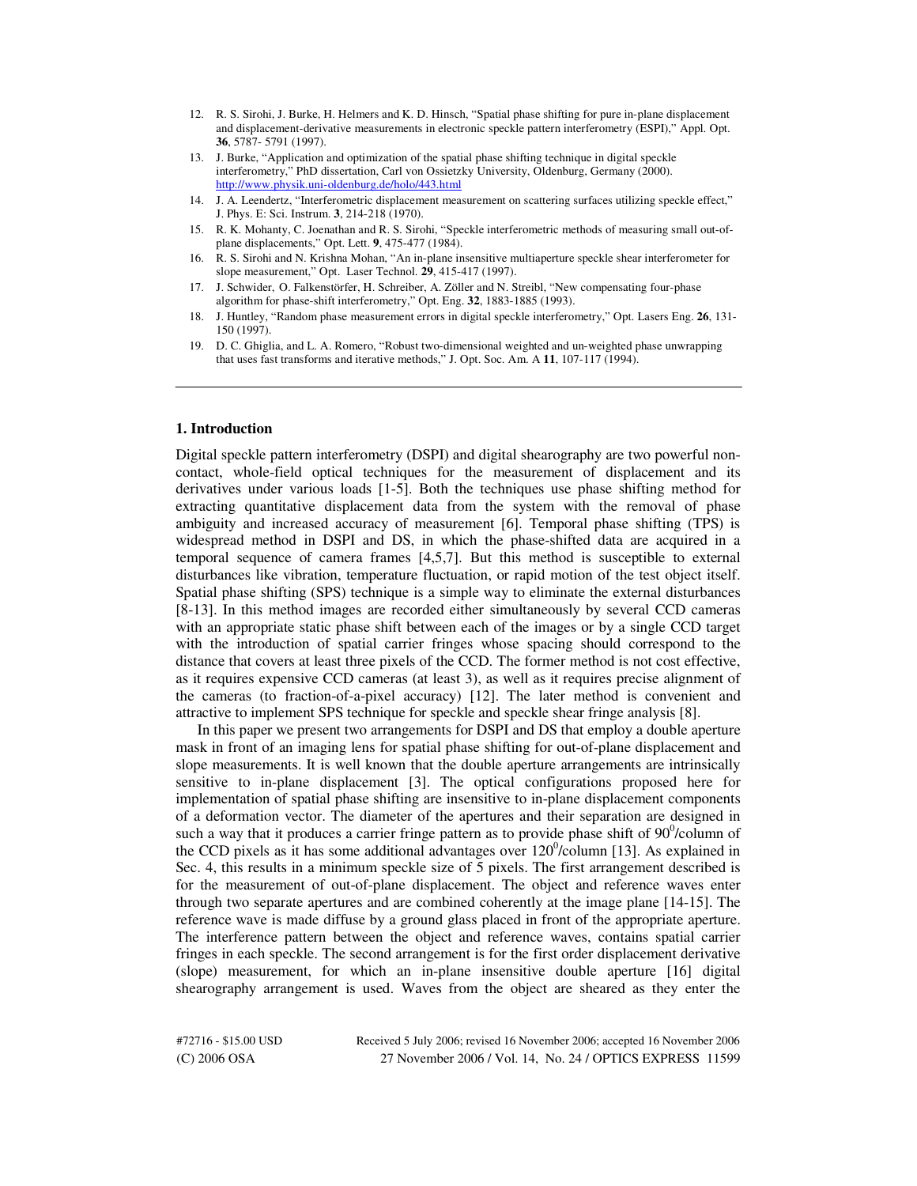12. R. S. Sirohi, J. Burke, H. Helmers and K. D. Hinsch, "Spatial phase shifting for pure in-plane displacement and displacement-derivative measurements in electronic speckle pattern interferometry (ESPI)," Appl. Opt. **36**, 5787- 5791 (1997).
13. J. Burke, "Application and optimization of the spatial phase shifting technique in digital speckle interferometry," PhD dissertation, Carl von Ossietzky University, Oldenburg, Germany (2000). http://www.physik.uni-oldenburg.de/holo/443.html
14. J. A. Leendertz, "Interferometric displacement measurement on scattering surfaces utilizing speckle effect," J. Phys. E: Sci. Instrum. **3**, 214-218 (1970).
15. R. K. Mohanty, C. Joenathan and R. S. Sirohi, "Speckle interferometric methods of measuring small out-of-plane displacements," Opt. Lett. **9**, 475-477 (1984).
16. R. S. Sirohi and N. Krishna Mohan, "An in-plane insensitive multiaperture speckle shear interferometer for slope measurement," Opt. Laser Technol. **29**, 415-417 (1997).
17. J. Schwider, O. Falkenstörfer, H. Schreiber, A. Zöller and N. Streibl, "New compensating four-phase algorithm for phase-shift interferometry," Opt. Eng. **32**, 1883-1885 (1993).
18. J. Huntley, "Random phase measurement errors in digital speckle interferometry," Opt. Lasers Eng. **26**, 131-150 (1997).
19. D. C. Ghiglia, and L. A. Romero, "Robust two-dimensional weighted and un-weighted phase unwrapping that uses fast transforms and iterative methods," J. Opt. Soc. Am. A **11**, 107-117 (1994).

---

## 1. Introduction

Digital speckle pattern interferometry (DSPI) and digital shearography are two powerful non-contact, whole-field optical techniques for the measurement of displacement and its derivatives under various loads [1-5]. Both the techniques use phase shifting method for extracting quantitative displacement data from the system with the removal of phase ambiguity and increased accuracy of measurement [6]. Temporal phase shifting (TPS) is widespread method in DSPI and DS, in which the phase-shifted data are acquired in a temporal sequence of camera frames [4,5,7]. But this method is susceptible to external disturbances like vibration, temperature fluctuation, or rapid motion of the test object itself. Spatial phase shifting (SPS) technique is a simple way to eliminate the external disturbances [8-13]. In this method images are recorded either simultaneously by several CCD cameras with an appropriate static phase shift between each of the images or by a single CCD target with the introduction of spatial carrier fringes whose spacing should correspond to the distance that covers at least three pixels of the CCD. The former method is not cost effective, as it requires expensive CCD cameras (at least 3), as well as it requires precise alignment of the cameras (to fraction-of-a-pixel accuracy) [12]. The later method is convenient and attractive to implement SPS technique for speckle and speckle shear fringe analysis [8].

In this paper we present two arrangements for DSPI and DS that employ a double aperture mask in front of an imaging lens for spatial phase shifting for out-of-plane displacement and slope measurements. It is well known that the double aperture arrangements are intrinsically sensitive to in-plane displacement [3]. The optical configurations proposed here for implementation of spatial phase shifting are insensitive to in-plane displacement components of a deformation vector. The diameter of the apertures and their separation are designed in such a way that it produces a carrier fringe pattern as to provide phase shift of $90^0$/column of the CCD pixels as it has some additional advantages over $120^0$/column [13]. As explained in Sec. 4, this results in a minimum speckle size of 5 pixels. The first arrangement described is for the measurement of out-of-plane displacement. The object and reference waves enter through two separate apertures and are combined coherently at the image plane [14-15]. The reference wave is made diffuse by a ground glass placed in front of the appropriate aperture. The interference pattern between the object and reference waves, contains spatial carrier fringes in each speckle. The second arrangement is for the first order displacement derivative (slope) measurement, for which an in-plane insensitive double aperture [16] digital shearography arrangement is used. Waves from the object are sheared as they enter the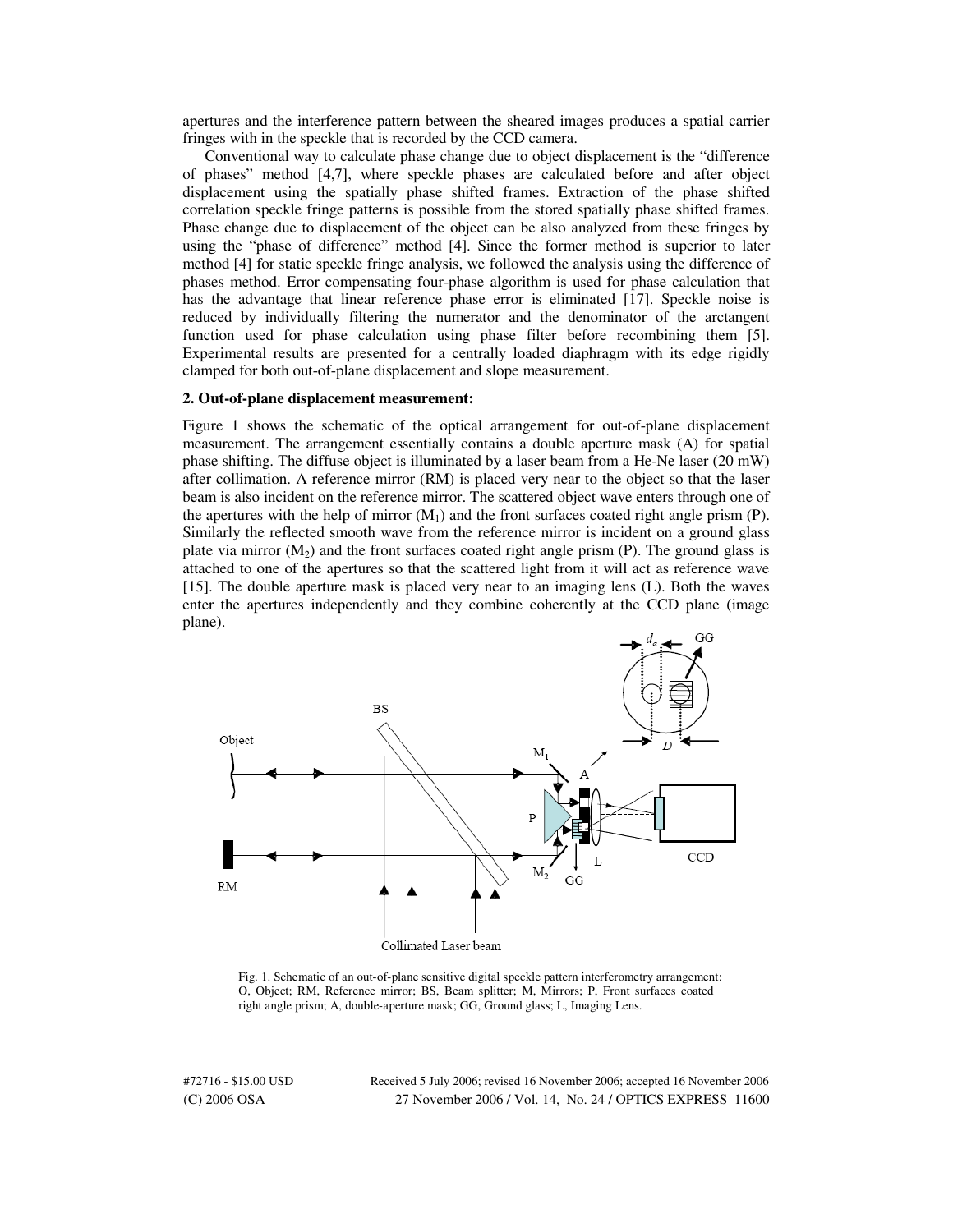apertures and the interference pattern between the sheared images produces a spatial carrier fringes with in the speckle that is recorded by the CCD camera.

Conventional way to calculate phase change due to object displacement is the "difference of phases" method [4,7], where speckle phases are calculated before and after object displacement using the spatially phase shifted frames. Extraction of the phase shifted correlation speckle fringe patterns is possible from the stored spatially phase shifted frames. Phase change due to displacement of the object can be also analyzed from these fringes by using the "phase of difference" method [4]. Since the former method is superior to later method [4] for static speckle fringe analysis, we followed the analysis using the difference of phases method. Error compensating four-phase algorithm is used for phase calculation that has the advantage that linear reference phase error is eliminated [17]. Speckle noise is reduced by individually filtering the numerator and the denominator of the arctangent function used for phase calculation using phase filter before recombining them [5]. Experimental results are presented for a centrally loaded diaphragm with its edge rigidly clamped for both out-of-plane displacement and slope measurement.

## 2. Out-of-plane displacement measurement:

Figure 1 shows the schematic of the optical arrangement for out-of-plane displacement measurement. The arrangement essentially contains a double aperture mask (A) for spatial phase shifting. The diffuse object is illuminated by a laser beam from a He-Ne laser (20 mW) after collimation. A reference mirror (RM) is placed very near to the object so that the laser beam is also incident on the reference mirror. The scattered object wave enters through one of the apertures with the help of mirror ($M_1$) and the front surfaces coated right angle prism (P). Similarly the reflected smooth wave from the reference mirror is incident on a ground glass plate via mirror ($M_2$) and the front surfaces coated right angle prism (P). The ground glass is attached to one of the apertures so that the scattered light from it will act as reference wave [15]. The double aperture mask is placed very near to an imaging lens (L). Both the waves enter the apertures independently and they combine coherently at the CCD plane (image plane).

Fig. 1. Schematic of an out-of-plane sensitive digital speckle pattern interferometry arrangement: O, Object; RM, Reference mirror; BS, Beam splitter; M, Mirrors; P, Front surfaces coated right angle prism; A, double-aperture mask; GG, Ground glass; L, Imaging Lens.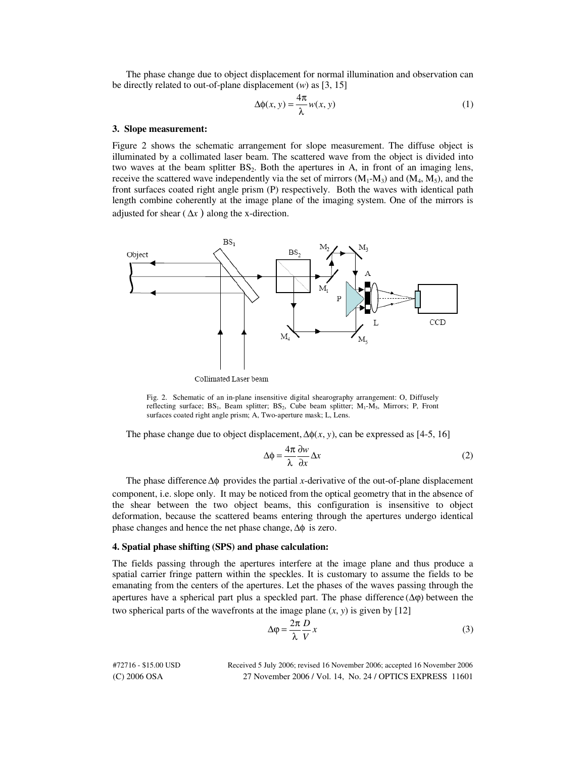The phase change due to object displacement for normal illumination and observation can be directly related to out-of-plane displacement ($w$) as [3, 15]

$$\Delta\phi(x, y) = \frac{4\pi}{\lambda} w(x, y) \tag{1}$$

### 3. Slope measurement:

Figure 2 shows the schematic arrangement for slope measurement. The diffuse object is illuminated by a collimated laser beam. The scattered wave from the object is divided into two waves at the beam splitter $BS_2$. Both the apertures in A, in front of an imaging lens, receive the scattered wave independently via the set of mirrors ($M_1$-$M_3$) and ($M_4$, $M_5$), and the front surfaces coated right angle prism (P) respectively. Both the waves with identical path length combine coherently at the image plane of the imaging system. One of the mirrors is adjusted for shear ($\Delta x$) along the x-direction.

Fig. 2. Schematic of an in-plane insensitive digital shearography arrangement: O, Diffusely reflecting surface; $BS_1$, Beam splitter; $BS_2$, Cube beam splitter; $M_1$-$M_5$, Mirrors; P, Front surfaces coated right angle prism; A, Two-aperture mask; L, Lens.

The phase change due to object displacement, $\Delta\phi(x, y)$, can be expressed as [4-5, 16]

$$\Delta\phi = \frac{4\pi}{\lambda} \frac{\partial w}{\partial x} \Delta x \tag{2}$$

The phase difference $\Delta\phi$ provides the partial $x$-derivative of the out-of-plane displacement component, i.e. slope only. It may be noticed from the optical geometry that in the absence of the shear between the two object beams, this configuration is insensitive to object deformation, because the scattered beams entering through the apertures undergo identical phase changes and hence the net phase change, $\Delta\phi$ is zero.

### 4. Spatial phase shifting (SPS) and phase calculation:

The fields passing through the apertures interfere at the image plane and thus produce a spatial carrier fringe pattern within the speckles. It is customary to assume the fields to be emanating from the centers of the apertures. Let the phases of the waves passing through the apertures have a spherical part plus a speckled part. The phase difference $(\Delta\varphi)$ between the two spherical parts of the wavefronts at the image plane ($x$, $y$) is given by [12]

$$\Delta\varphi = \frac{2\pi}{\lambda} \frac{D}{V} x \tag{3}$$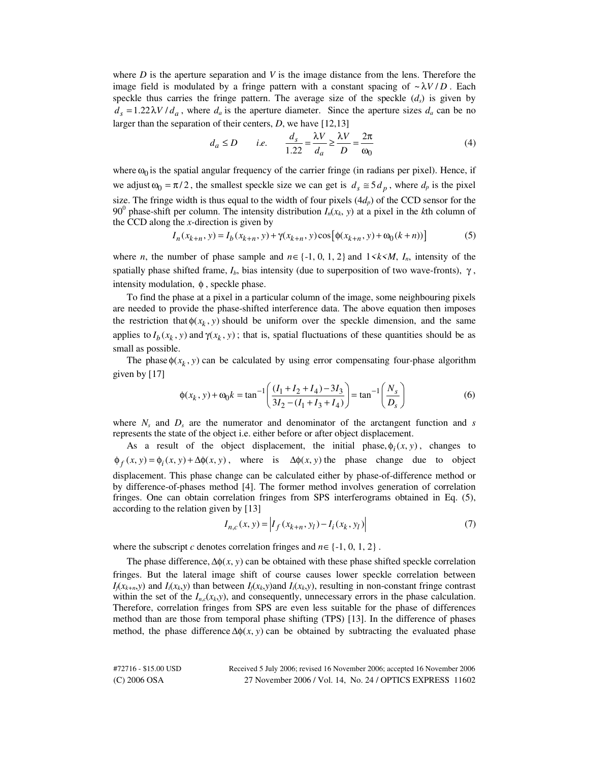where $D$ is the aperture separation and $V$ is the image distance from the lens. Therefore the image field is modulated by a fringe pattern with a constant spacing of $\sim \lambda V / D$. Each speckle thus carries the fringe pattern. The average size of the speckle ($d_s$) is given by $d_s = 1.22 \lambda V / d_a$, where $d_a$ is the aperture diameter. Since the aperture sizes $d_a$ can be no larger than the separation of their centers, $D$, we have [12,13]

$$d_a \leq D \qquad i.e. \qquad \frac{d_s}{1.22} = \frac{\lambda V}{d_a} \geq \frac{\lambda V}{D} = \frac{2\pi}{\omega_0} \tag{4}$$

where $\omega_0$ is the spatial angular frequency of the carrier fringe (in radians per pixel). Hence, if we adjust $\omega_0 = \pi / 2$, the smallest speckle size we can get is $d_s \cong 5 d_p$, where $d_p$ is the pixel size. The fringe width is thus equal to the width of four pixels ($4d_p$) of the CCD sensor for the $90^0$ phase-shift per column. The intensity distribution $I_n(x_k, y)$ at a pixel in the $k$th column of the CCD along the $x$-direction is given by

$$I_n(x_{k+n}, y) = I_b(x_{k+n}, y) + \gamma(x_{k+n}, y)\cos\left[\phi(x_{k+n}, y) + \omega_0(k+n)\right] \tag{5}$$

where $n$, the number of phase sample and $n \in \{-1, 0, 1, 2\}$ and $1 < k < M$, $I_n$, intensity of the spatially phase shifted frame, $I_b$, bias intensity (due to superposition of two wave-fronts), $\gamma$, intensity modulation, $\phi$, speckle phase.

To find the phase at a pixel in a particular column of the image, some neighbouring pixels are needed to provide the phase-shifted interference data. The above equation then imposes the restriction that $\phi(x_k, y)$ should be uniform over the speckle dimension, and the same applies to $I_b(x_k, y)$ and $\gamma(x_k, y)$; that is, spatial fluctuations of these quantities should be as small as possible.

The phase $\phi(x_k, y)$ can be calculated by using error compensating four-phase algorithm given by [17]

$$\phi(x_k, y) + \omega_0 k = \tan^{-1}\left(\frac{(I_1 + I_2 + I_4) - 3I_3}{3I_2 - (I_1 + I_3 + I_4)}\right) = \tan^{-1}\left(\frac{N_s}{D_s}\right) \tag{6}$$

where $N_s$ and $D_s$ are the numerator and denominator of the arctangent function and $s$ represents the state of the object i.e. either before or after object displacement.

As a result of the object displacement, the initial phase, $\phi_i(x, y)$, changes to $\phi_f(x, y) = \phi_i(x, y) + \Delta\phi(x, y)$, where is $\Delta\phi(x, y)$ the phase change due to object displacement. This phase change can be calculated either by phase-of-difference method or by difference-of-phases method [4]. The former method involves generation of correlation fringes. One can obtain correlation fringes from SPS interferograms obtained in Eq. (5), according to the relation given by [13]

$$I_{n,c}(x, y) = \left| I_f(x_{k+n}, y_l) - I_i(x_k, y_l) \right| \tag{7}$$

where the subscript $c$ denotes correlation fringes and $n \in \{-1, 0, 1, 2\}$.

The phase difference, $\Delta\phi(x, y)$ can be obtained with these phase shifted speckle correlation fringes. But the lateral image shift of course causes lower speckle correlation between $I_f(x_{k+n}, y)$ and $I_i(x_k, y)$ than between $I_f(x_k, y)$ and $I_i(x_k, y)$, resulting in non-constant fringe contrast within the set of the $I_{n,c}(x_k, y)$, and consequently, unnecessary errors in the phase calculation. Therefore, correlation fringes from SPS are even less suitable for the phase of differences method than are those from temporal phase shifting (TPS) [13]. In the difference of phases method, the phase difference $\Delta\phi(x, y)$ can be obtained by subtracting the evaluated phase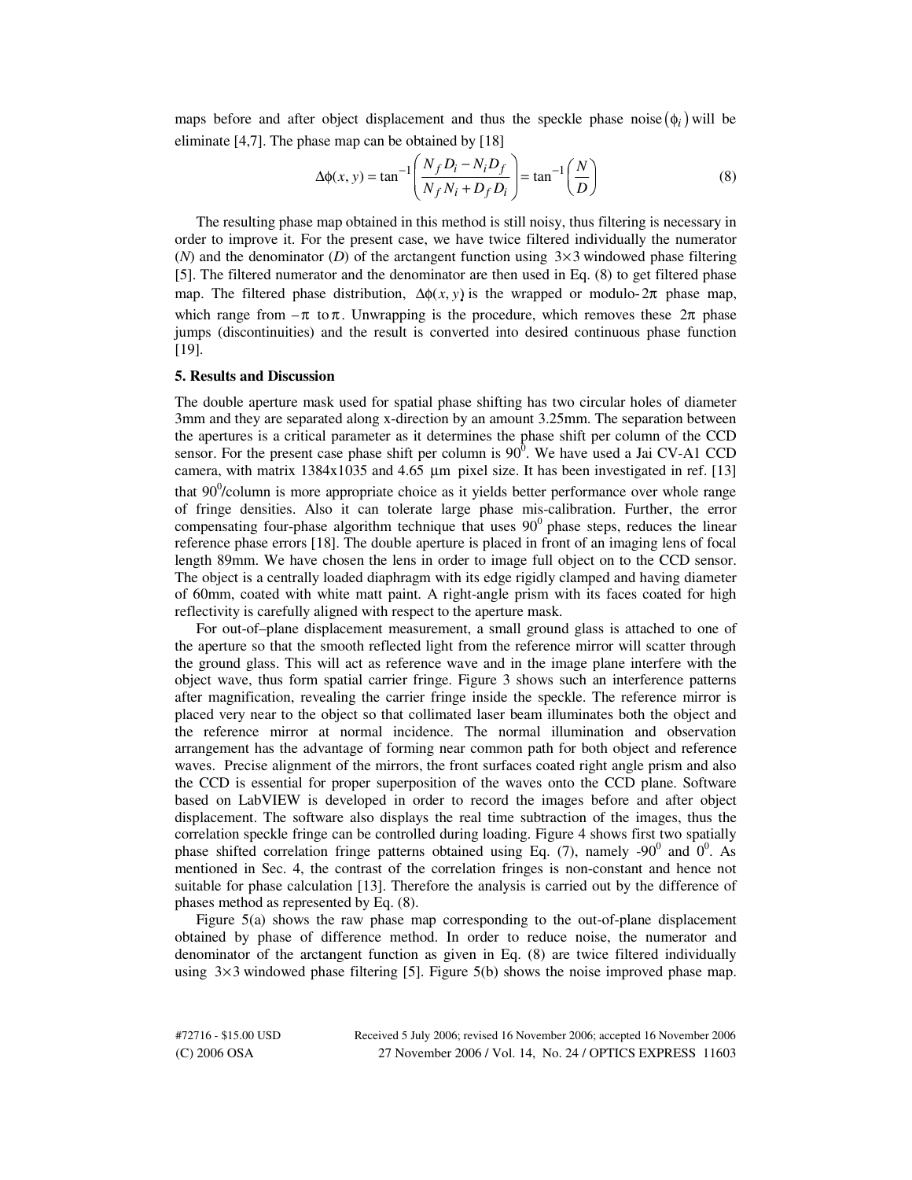maps before and after object displacement and thus the speckle phase noise $(\phi_i)$ will be eliminate [4,7]. The phase map can be obtained by [18]

$$\Delta\phi(x,y) = \tan^{-1}\left(\frac{N_f D_i - N_i D_f}{N_f N_i + D_f D_i}\right) = \tan^{-1}\left(\frac{N}{D}\right) \tag{8}$$

The resulting phase map obtained in this method is still noisy, thus filtering is necessary in order to improve it. For the present case, we have twice filtered individually the numerator ($N$) and the denominator ($D$) of the arctangent function using $3\times3$ windowed phase filtering [5]. The filtered numerator and the denominator are then used in Eq. (8) to get filtered phase map. The filtered phase distribution, $\Delta\phi(x,y)$ is the wrapped or modulo-$2\pi$ phase map, which range from $-\pi$ to $\pi$. Unwrapping is the procedure, which removes these $2\pi$ phase jumps (discontinuities) and the result is converted into desired continuous phase function [19].

**5. Results and Discussion**

The double aperture mask used for spatial phase shifting has two circular holes of diameter 3mm and they are separated along x-direction by an amount 3.25mm. The separation between the apertures is a critical parameter as it determines the phase shift per column of the CCD sensor. For the present case phase shift per column is $90^0$. We have used a Jai CV-A1 CCD camera, with matrix 1384x1035 and 4.65 $\mu$m pixel size. It has been investigated in ref. [13] that $90^0$/column is more appropriate choice as it yields better performance over whole range of fringe densities. Also it can tolerate large phase mis-calibration. Further, the error compensating four-phase algorithm technique that uses $90^0$ phase steps, reduces the linear reference phase errors [18]. The double aperture is placed in front of an imaging lens of focal length 89mm. We have chosen the lens in order to image full object on to the CCD sensor. The object is a centrally loaded diaphragm with its edge rigidly clamped and having diameter of 60mm, coated with white matt paint. A right-angle prism with its faces coated for high reflectivity is carefully aligned with respect to the aperture mask.

For out-of–plane displacement measurement, a small ground glass is attached to one of the aperture so that the smooth reflected light from the reference mirror will scatter through the ground glass. This will act as reference wave and in the image plane interfere with the object wave, thus form spatial carrier fringe. Figure 3 shows such an interference patterns after magnification, revealing the carrier fringe inside the speckle. The reference mirror is placed very near to the object so that collimated laser beam illuminates both the object and the reference mirror at normal incidence. The normal illumination and observation arrangement has the advantage of forming near common path for both object and reference waves. Precise alignment of the mirrors, the front surfaces coated right angle prism and also the CCD is essential for proper superposition of the waves onto the CCD plane. Software based on LabVIEW is developed in order to record the images before and after object displacement. The software also displays the real time subtraction of the images, thus the correlation speckle fringe can be controlled during loading. Figure 4 shows first two spatially phase shifted correlation fringe patterns obtained using Eq. (7), namely -$90^0$ and $0^0$. As mentioned in Sec. 4, the contrast of the correlation fringes is non-constant and hence not suitable for phase calculation [13]. Therefore the analysis is carried out by the difference of phases method as represented by Eq. (8).

Figure 5(a) shows the raw phase map corresponding to the out-of-plane displacement obtained by phase of difference method. In order to reduce noise, the numerator and denominator of the arctangent function as given in Eq. (8) are twice filtered individually using $3\times3$ windowed phase filtering [5]. Figure 5(b) shows the noise improved phase map.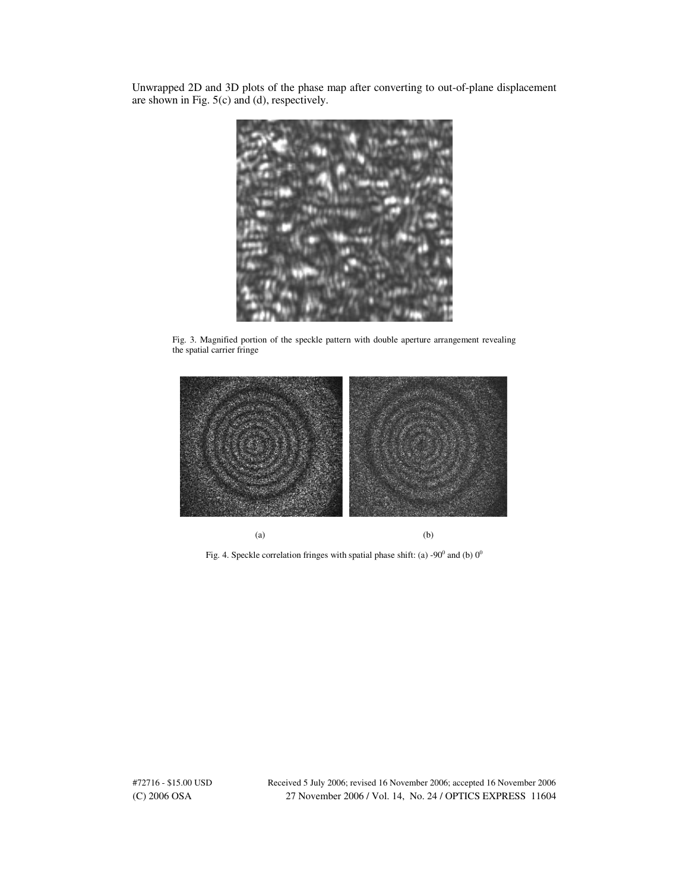Unwrapped 2D and 3D plots of the phase map after converting to out-of-plane displacement are shown in Fig. 5(c) and (d), respectively.

Fig. 3. Magnified portion of the speckle pattern with double aperture arrangement revealing the spatial carrier fringe

(a) (b)

Fig. 4. Speckle correlation fringes with spatial phase shift: (a) $-90^0$ and (b) $0^0$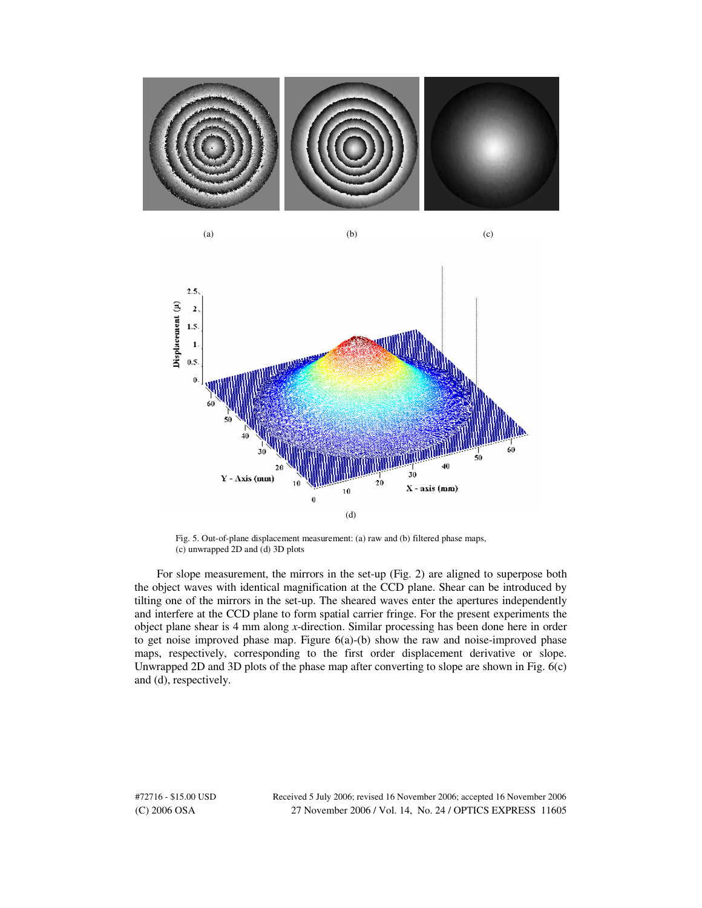Fig. 5. Out-of-plane displacement measurement: (a) raw and (b) filtered phase maps, (c) unwrapped 2D and (d) 3D plots

For slope measurement, the mirrors in the set-up (Fig. 2) are aligned to superpose both the object waves with identical magnification at the CCD plane. Shear can be introduced by tilting one of the mirrors in the set-up. The sheared waves enter the apertures independently and interfere at the CCD plane to form spatial carrier fringe. For the present experiments the object plane shear is 4 mm along *x*-direction. Similar processing has been done here in order to get noise improved phase map. Figure 6(a)-(b) show the raw and noise-improved phase maps, respectively, corresponding to the first order displacement derivative or slope. Unwrapped 2D and 3D plots of the phase map after converting to slope are shown in Fig. 6(c) and (d), respectively.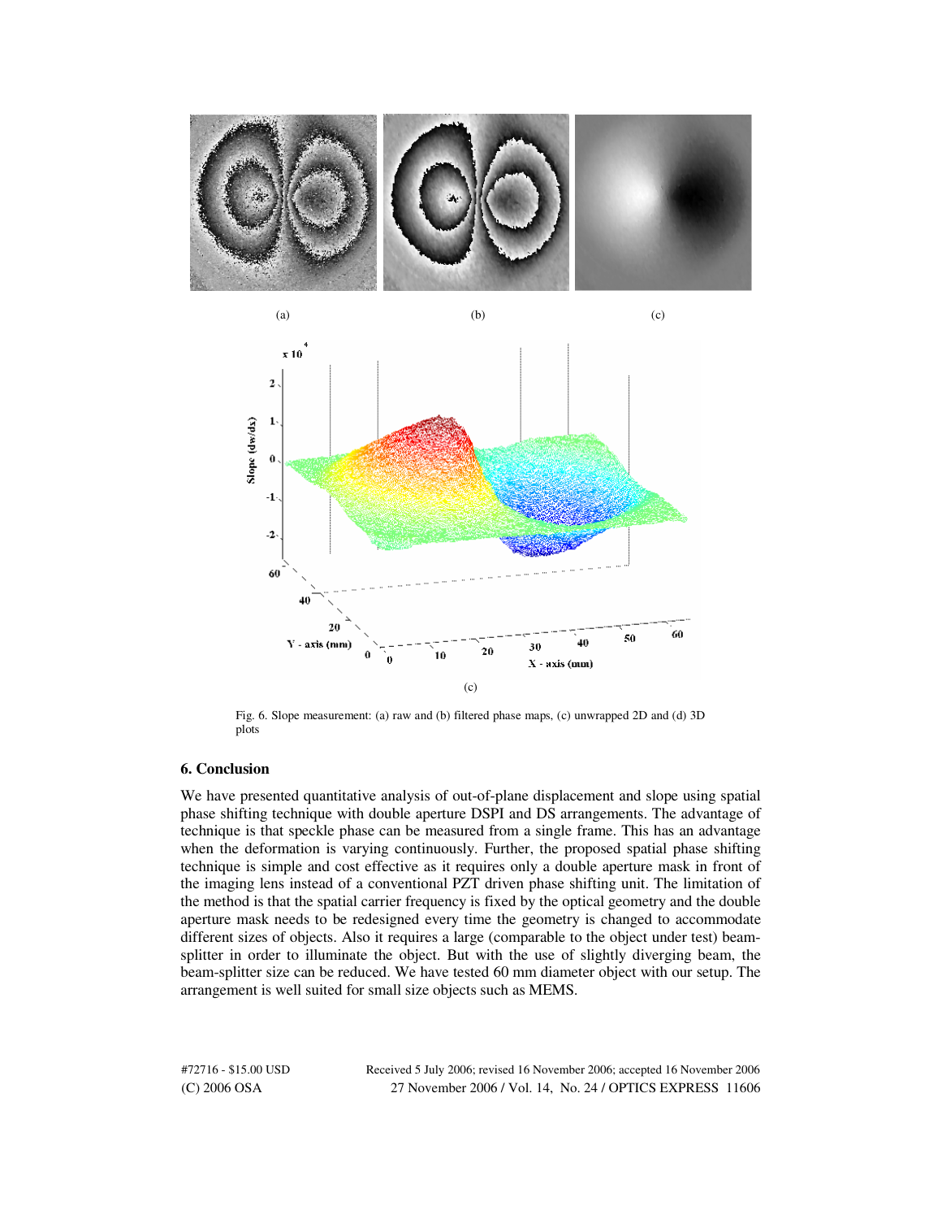(a) (b) (c)

(c)

Fig. 6. Slope measurement: (a) raw and (b) filtered phase maps, (c) unwrapped 2D and (d) 3D plots

## 6. Conclusion

We have presented quantitative analysis of out-of-plane displacement and slope using spatial phase shifting technique with double aperture DSPI and DS arrangements. The advantage of technique is that speckle phase can be measured from a single frame. This has an advantage when the deformation is varying continuously. Further, the proposed spatial phase shifting technique is simple and cost effective as it requires only a double aperture mask in front of the imaging lens instead of a conventional PZT driven phase shifting unit. The limitation of the method is that the spatial carrier frequency is fixed by the optical geometry and the double aperture mask needs to be redesigned every time the geometry is changed to accommodate different sizes of objects. Also it requires a large (comparable to the object under test) beam-splitter in order to illuminate the object. But with the use of slightly diverging beam, the beam-splitter size can be reduced. We have tested 60 mm diameter object with our setup. The arrangement is well suited for small size objects such as MEMS.

#72716 - $15.00 USD Received 5 July 2006; revised 16 November 2006; accepted 16 November 2006
(C) 2006 OSA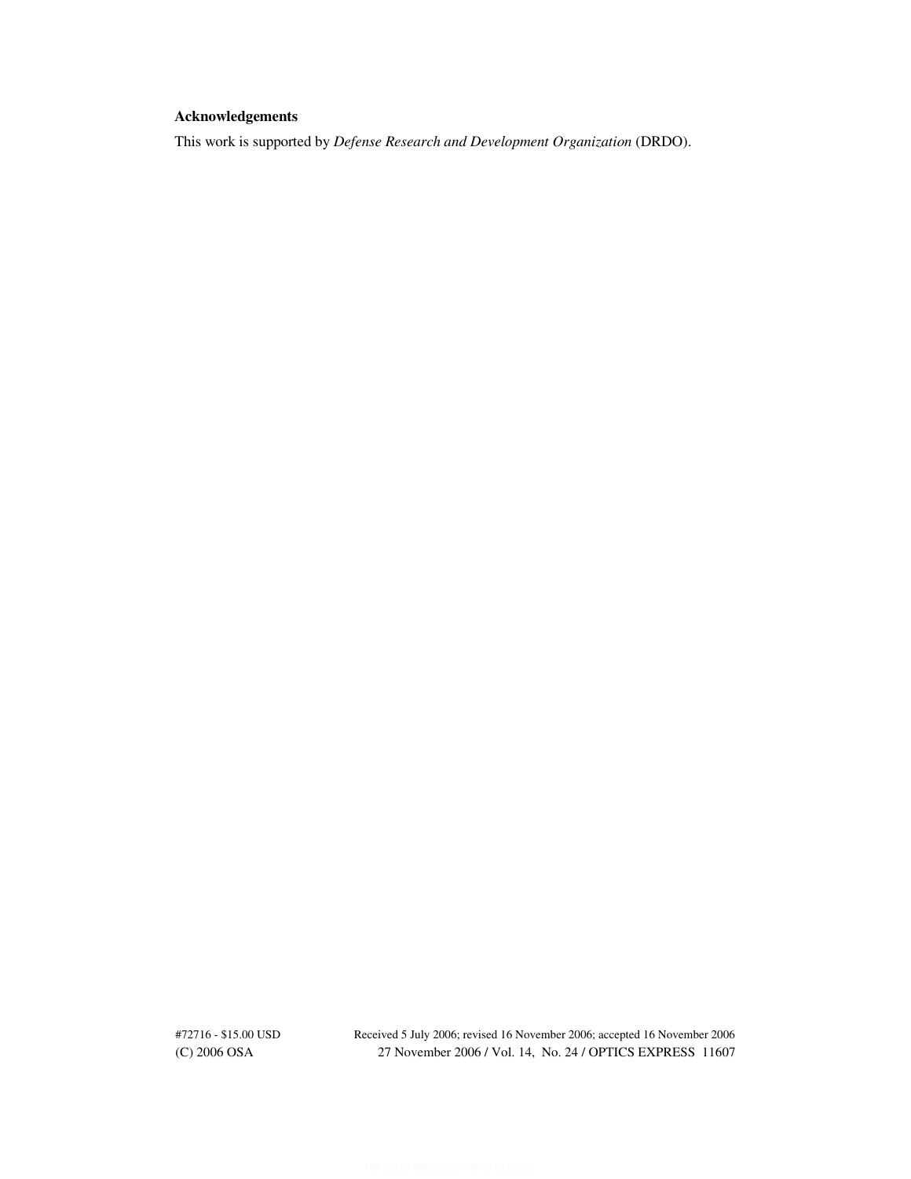**Acknowledgements**

This work is supported by *Defense Research and Development Organization* (DRDO).

#72716 - $15.00 USD Received 5 July 2006; revised 16 November 2006; accepted 16 November 2006